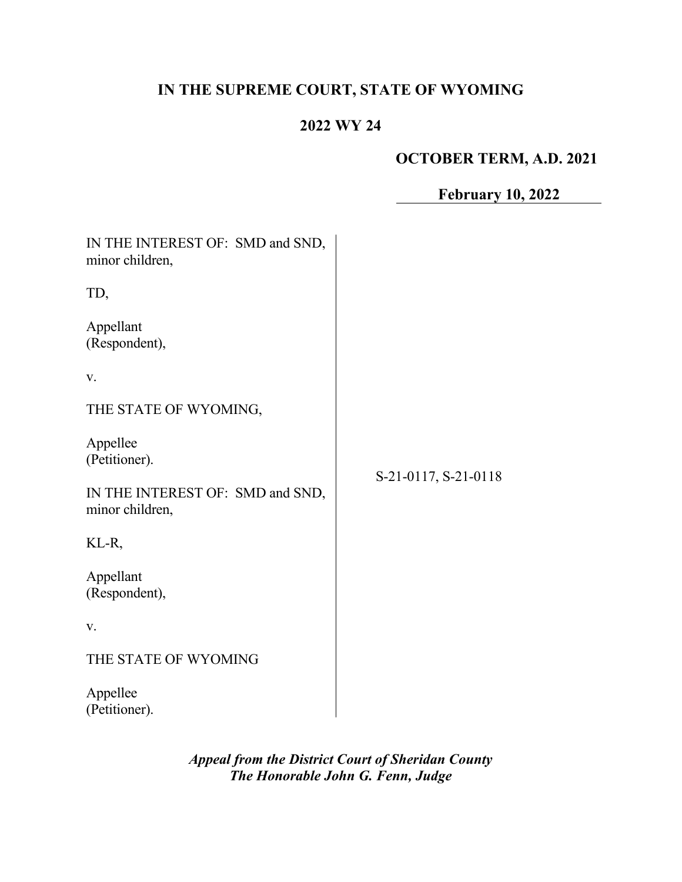# IN THE SUPREME COURT, STATE OF WYOMING

## 2022 WY 24

**OCTOBER TERM, A.D. 2021**

**February 10, 2022**

IN THE INTEREST OF: SMD and SND, minor children,

TD,

Appellant
(Respondent),

v.

THE STATE OF WYOMING,

Appellee
(Petitioner).

IN THE INTEREST OF: SMD and SND, minor children,

KL-R,

Appellant
(Respondent),

v.

THE STATE OF WYOMING

Appellee
(Petitioner).

S-21-0117, S-21-0118

***Appeal from the District Court of Sheridan County***
***The Honorable John G. Fenn, Judge***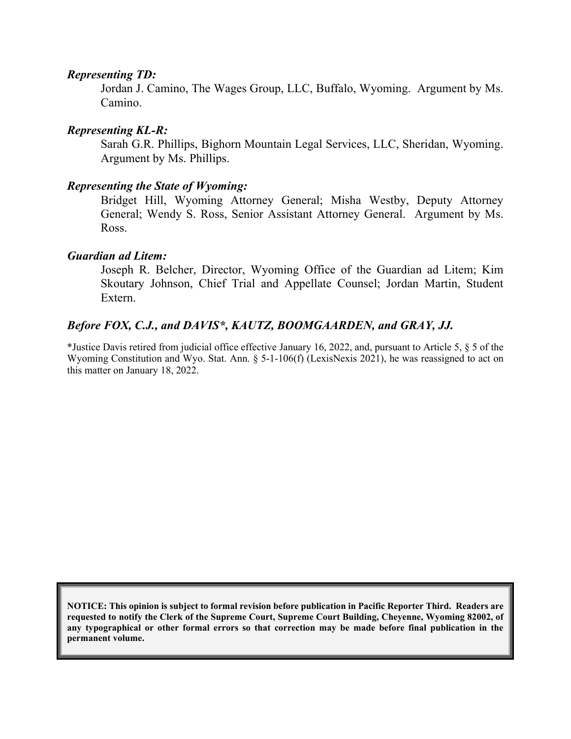***Representing TD:***

Jordan J. Camino, The Wages Group, LLC, Buffalo, Wyoming. Argument by Ms. Camino.

***Representing KL-R:***

Sarah G.R. Phillips, Bighorn Mountain Legal Services, LLC, Sheridan, Wyoming. Argument by Ms. Phillips.

***Representing the State of Wyoming:***

Bridget Hill, Wyoming Attorney General; Misha Westby, Deputy Attorney General; Wendy S. Ross, Senior Assistant Attorney General. Argument by Ms. Ross.

***Guardian ad Litem:***

Joseph R. Belcher, Director, Wyoming Office of the Guardian ad Litem; Kim Skoutary Johnson, Chief Trial and Appellate Counsel; Jordan Martin, Student Extern.

***Before FOX, C.J., and DAVIS*, KAUTZ, BOOMGAARDEN, and GRAY, JJ.***

*Justice Davis retired from judicial office effective January 16, 2022, and, pursuant to Article 5, § 5 of the Wyoming Constitution and Wyo. Stat. Ann. § 5-1-106(f) (LexisNexis 2021), he was reassigned to act on this matter on January 18, 2022.

**NOTICE: This opinion is subject to formal revision before publication in Pacific Reporter Third. Readers are requested to notify the Clerk of the Supreme Court, Supreme Court Building, Cheyenne, Wyoming 82002, of any typographical or other formal errors so that correction may be made before final publication in the permanent volume.**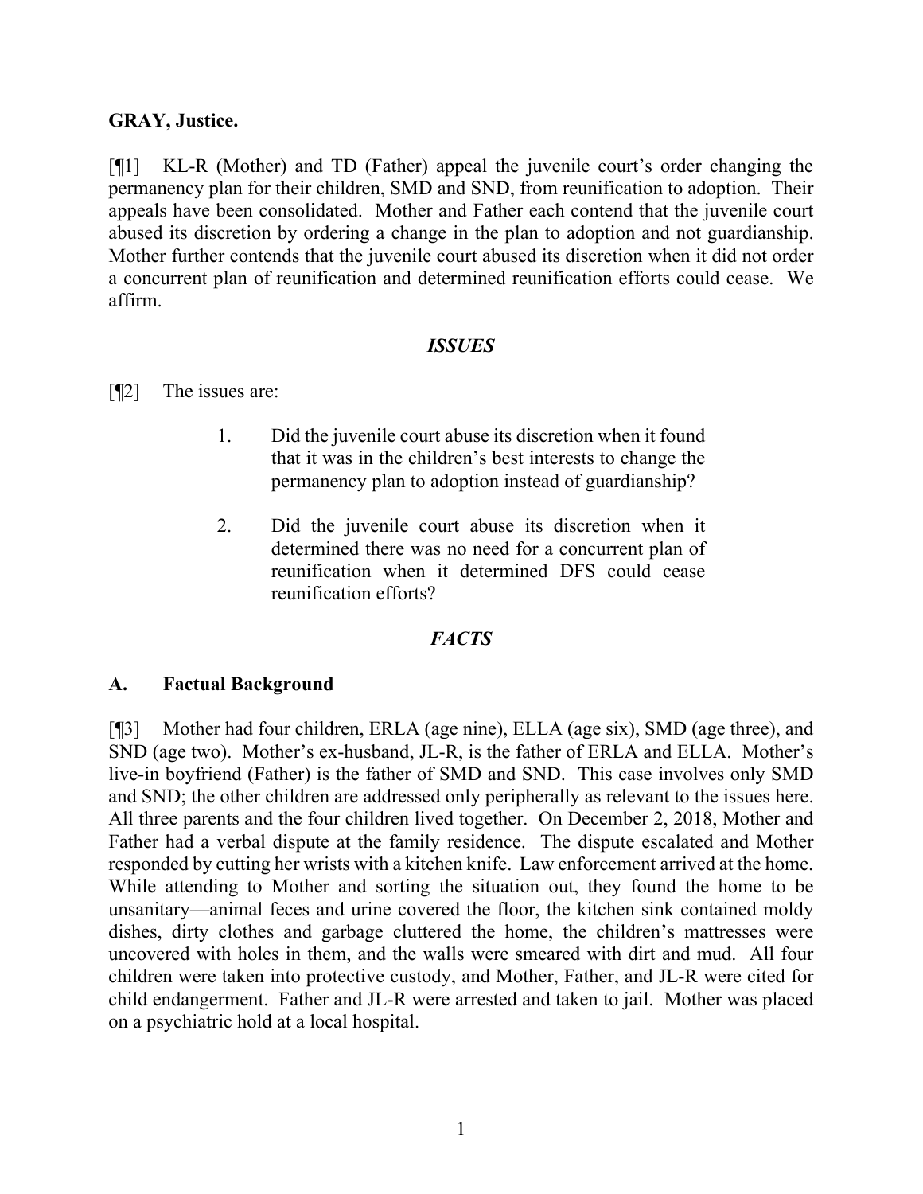**GRAY, Justice.**

[¶1] KL-R (Mother) and TD (Father) appeal the juvenile court's order changing the permanency plan for their children, SMD and SND, from reunification to adoption. Their appeals have been consolidated. Mother and Father each contend that the juvenile court abused its discretion by ordering a change in the plan to adoption and not guardianship. Mother further contends that the juvenile court abused its discretion when it did not order a concurrent plan of reunification and determined reunification efforts could cease. We affirm.

## *ISSUES*

[¶2] The issues are:

> 1. Did the juvenile court abuse its discretion when it found that it was in the children's best interests to change the permanency plan to adoption instead of guardianship?
>
> 2. Did the juvenile court abuse its discretion when it determined there was no need for a concurrent plan of reunification when it determined DFS could cease reunification efforts?

## *FACTS*

### A. Factual Background

[¶3] Mother had four children, ERLA (age nine), ELLA (age six), SMD (age three), and SND (age two). Mother's ex-husband, JL-R, is the father of ERLA and ELLA. Mother's live-in boyfriend (Father) is the father of SMD and SND. This case involves only SMD and SND; the other children are addressed only peripherally as relevant to the issues here. All three parents and the four children lived together. On December 2, 2018, Mother and Father had a verbal dispute at the family residence. The dispute escalated and Mother responded by cutting her wrists with a kitchen knife. Law enforcement arrived at the home. While attending to Mother and sorting the situation out, they found the home to be unsanitary—animal feces and urine covered the floor, the kitchen sink contained moldy dishes, dirty clothes and garbage cluttered the home, the children's mattresses were uncovered with holes in them, and the walls were smeared with dirt and mud. All four children were taken into protective custody, and Mother, Father, and JL-R were cited for child endangerment. Father and JL-R were arrested and taken to jail. Mother was placed on a psychiatric hold at a local hospital.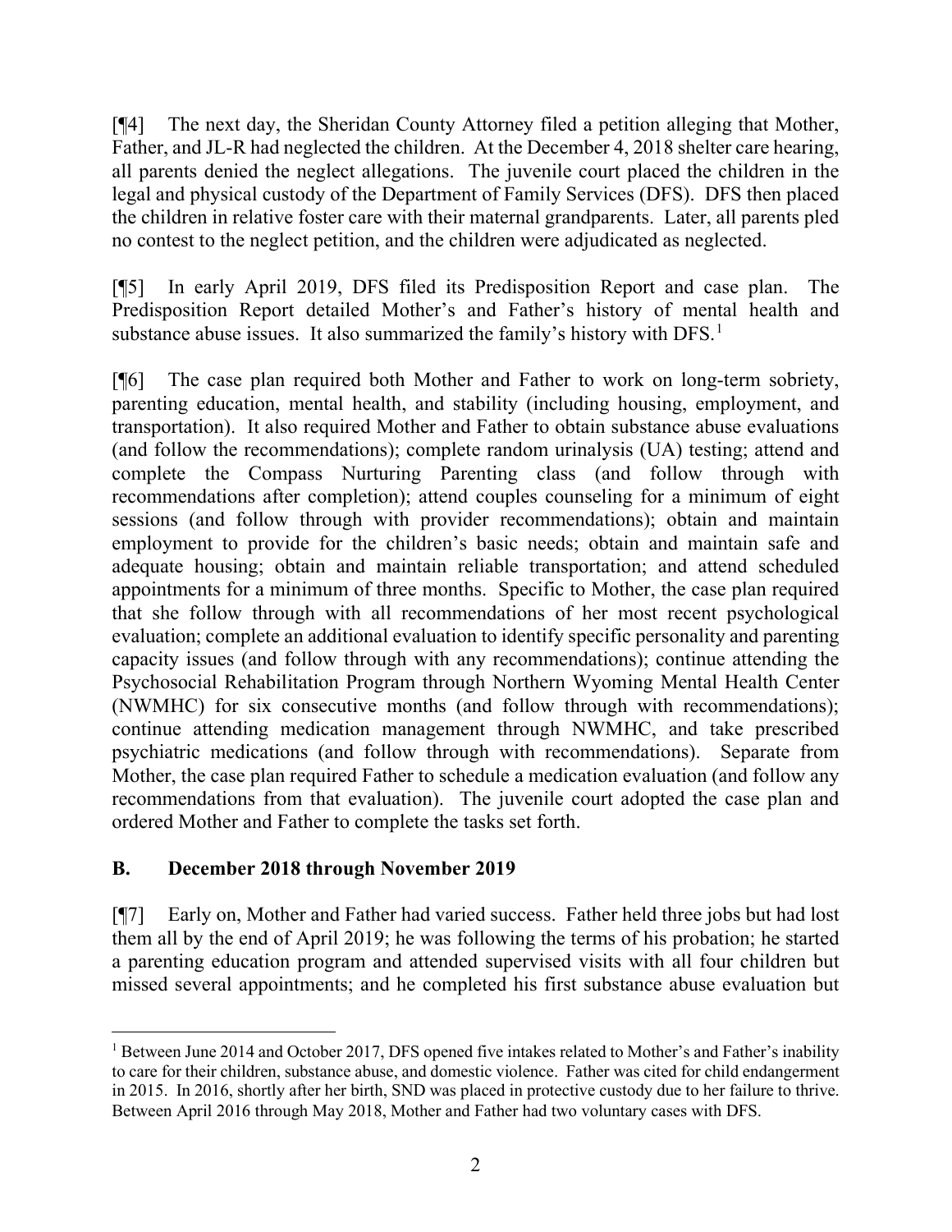[¶4] The next day, the Sheridan County Attorney filed a petition alleging that Mother, Father, and JL-R had neglected the children. At the December 4, 2018 shelter care hearing, all parents denied the neglect allegations. The juvenile court placed the children in the legal and physical custody of the Department of Family Services (DFS). DFS then placed the children in relative foster care with their maternal grandparents. Later, all parents pled no contest to the neglect petition, and the children were adjudicated as neglected.

[¶5] In early April 2019, DFS filed its Predisposition Report and case plan. The Predisposition Report detailed Mother's and Father's history of mental health and substance abuse issues. It also summarized the family's history with DFS.[1]

[¶6] The case plan required both Mother and Father to work on long-term sobriety, parenting education, mental health, and stability (including housing, employment, and transportation). It also required Mother and Father to obtain substance abuse evaluations (and follow the recommendations); complete random urinalysis (UA) testing; attend and complete the Compass Nurturing Parenting class (and follow through with recommendations after completion); attend couples counseling for a minimum of eight sessions (and follow through with provider recommendations); obtain and maintain employment to provide for the children's basic needs; obtain and maintain safe and adequate housing; obtain and maintain reliable transportation; and attend scheduled appointments for a minimum of three months. Specific to Mother, the case plan required that she follow through with all recommendations of her most recent psychological evaluation; complete an additional evaluation to identify specific personality and parenting capacity issues (and follow through with any recommendations); continue attending the Psychosocial Rehabilitation Program through Northern Wyoming Mental Health Center (NWMHC) for six consecutive months (and follow through with recommendations); continue attending medication management through NWMHC, and take prescribed psychiatric medications (and follow through with recommendations). Separate from Mother, the case plan required Father to schedule a medication evaluation (and follow any recommendations from that evaluation). The juvenile court adopted the case plan and ordered Mother and Father to complete the tasks set forth.

## B. December 2018 through November 2019

[¶7] Early on, Mother and Father had varied success. Father held three jobs but had lost them all by the end of April 2019; he was following the terms of his probation; he started a parenting education program and attended supervised visits with all four children but missed several appointments; and he completed his first substance abuse evaluation but

[1] Between June 2014 and October 2017, DFS opened five intakes related to Mother's and Father's inability to care for their children, substance abuse, and domestic violence. Father was cited for child endangerment in 2015. In 2016, shortly after her birth, SND was placed in protective custody due to her failure to thrive. Between April 2016 through May 2018, Mother and Father had two voluntary cases with DFS.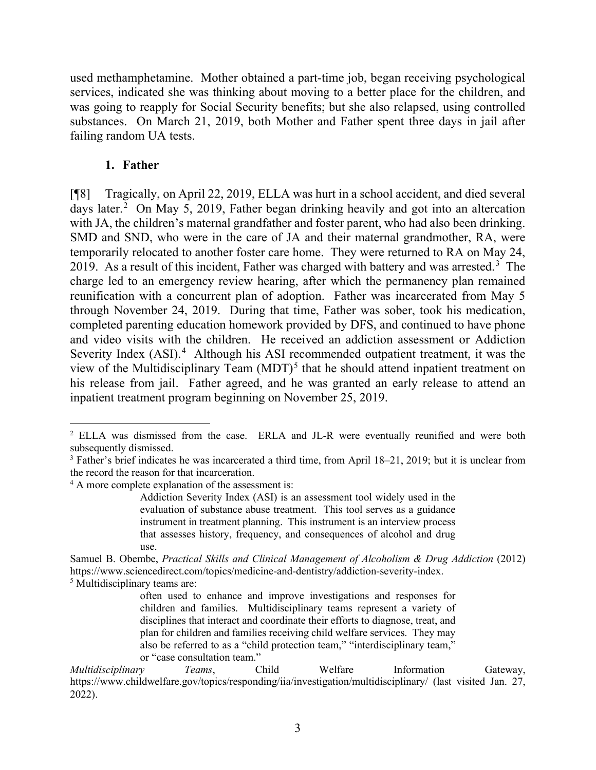used methamphetamine. Mother obtained a part-time job, began receiving psychological services, indicated she was thinking about moving to a better place for the children, and was going to reapply for Social Security benefits; but she also relapsed, using controlled substances. On March 21, 2019, both Mother and Father spent three days in jail after failing random UA tests.

### 1. Father

[¶8] Tragically, on April 22, 2019, ELLA was hurt in a school accident, and died several days later.[2] On May 5, 2019, Father began drinking heavily and got into an altercation with JA, the children's maternal grandfather and foster parent, who had also been drinking. SMD and SND, who were in the care of JA and their maternal grandmother, RA, were temporarily relocated to another foster care home. They were returned to RA on May 24, 2019. As a result of this incident, Father was charged with battery and was arrested.[3] The charge led to an emergency review hearing, after which the permanency plan remained reunification with a concurrent plan of adoption. Father was incarcerated from May 5 through November 24, 2019. During that time, Father was sober, took his medication, completed parenting education homework provided by DFS, and continued to have phone and video visits with the children. He received an addiction assessment or Addiction Severity Index (ASI).[4] Although his ASI recommended outpatient treatment, it was the view of the Multidisciplinary Team (MDT)[5] that he should attend inpatient treatment on his release from jail. Father agreed, and he was granted an early release to attend an inpatient treatment program beginning on November 25, 2019.

---

[2] ELLA was dismissed from the case. ERLA and JL-R were eventually reunified and were both subsequently dismissed.

[3] Father's brief indicates he was incarcerated a third time, from April 18–21, 2019; but it is unclear from the record the reason for that incarceration.

[4] A more complete explanation of the assessment is:

> Addiction Severity Index (ASI) is an assessment tool widely used in the evaluation of substance abuse treatment. This tool serves as a guidance instrument in treatment planning. This instrument is an interview process that assesses history, frequency, and consequences of alcohol and drug use.

Samuel B. Obembe, *Practical Skills and Clinical Management of Alcoholism & Drug Addiction* (2012) https://www.sciencedirect.com/topics/medicine-and-dentistry/addiction-severity-index.

[5] Multidisciplinary teams are:

> often used to enhance and improve investigations and responses for children and families. Multidisciplinary teams represent a variety of disciplines that interact and coordinate their efforts to diagnose, treat, and plan for children and families receiving child welfare services. They may also be referred to as a "child protection team," "interdisciplinary team," or "case consultation team."

*Multidisciplinary Teams*, Child Welfare Information Gateway, https://www.childwelfare.gov/topics/responding/iia/investigation/multidisciplinary/ (last visited Jan. 27, 2022).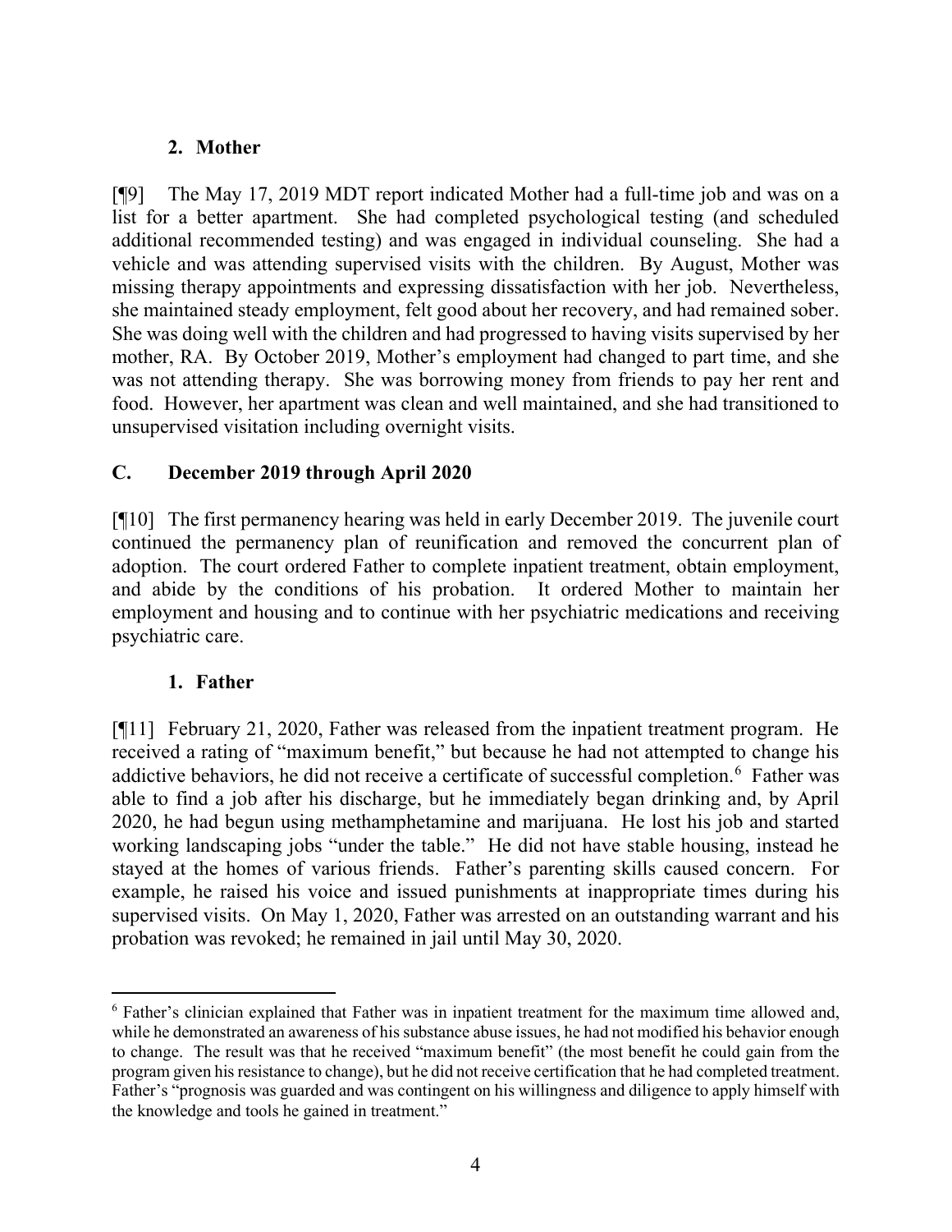### 2. Mother

[¶9] The May 17, 2019 MDT report indicated Mother had a full-time job and was on a list for a better apartment. She had completed psychological testing (and scheduled additional recommended testing) and was engaged in individual counseling. She had a vehicle and was attending supervised visits with the children. By August, Mother was missing therapy appointments and expressing dissatisfaction with her job. Nevertheless, she maintained steady employment, felt good about her recovery, and had remained sober. She was doing well with the children and had progressed to having visits supervised by her mother, RA. By October 2019, Mother's employment had changed to part time, and she was not attending therapy. She was borrowing money from friends to pay her rent and food. However, her apartment was clean and well maintained, and she had transitioned to unsupervised visitation including overnight visits.

## C. December 2019 through April 2020

[¶10] The first permanency hearing was held in early December 2019. The juvenile court continued the permanency plan of reunification and removed the concurrent plan of adoption. The court ordered Father to complete inpatient treatment, obtain employment, and abide by the conditions of his probation. It ordered Mother to maintain her employment and housing and to continue with her psychiatric medications and receiving psychiatric care.

### 1. Father

[¶11] February 21, 2020, Father was released from the inpatient treatment program. He received a rating of "maximum benefit," but because he had not attempted to change his addictive behaviors, he did not receive a certificate of successful completion.[6] Father was able to find a job after his discharge, but he immediately began drinking and, by April 2020, he had begun using methamphetamine and marijuana. He lost his job and started working landscaping jobs "under the table." He did not have stable housing, instead he stayed at the homes of various friends. Father's parenting skills caused concern. For example, he raised his voice and issued punishments at inappropriate times during his supervised visits. On May 1, 2020, Father was arrested on an outstanding warrant and his probation was revoked; he remained in jail until May 30, 2020.

---

[6] Father's clinician explained that Father was in inpatient treatment for the maximum time allowed and, while he demonstrated an awareness of his substance abuse issues, he had not modified his behavior enough to change. The result was that he received "maximum benefit" (the most benefit he could gain from the program given his resistance to change), but he did not receive certification that he had completed treatment. Father's "prognosis was guarded and was contingent on his willingness and diligence to apply himself with the knowledge and tools he gained in treatment."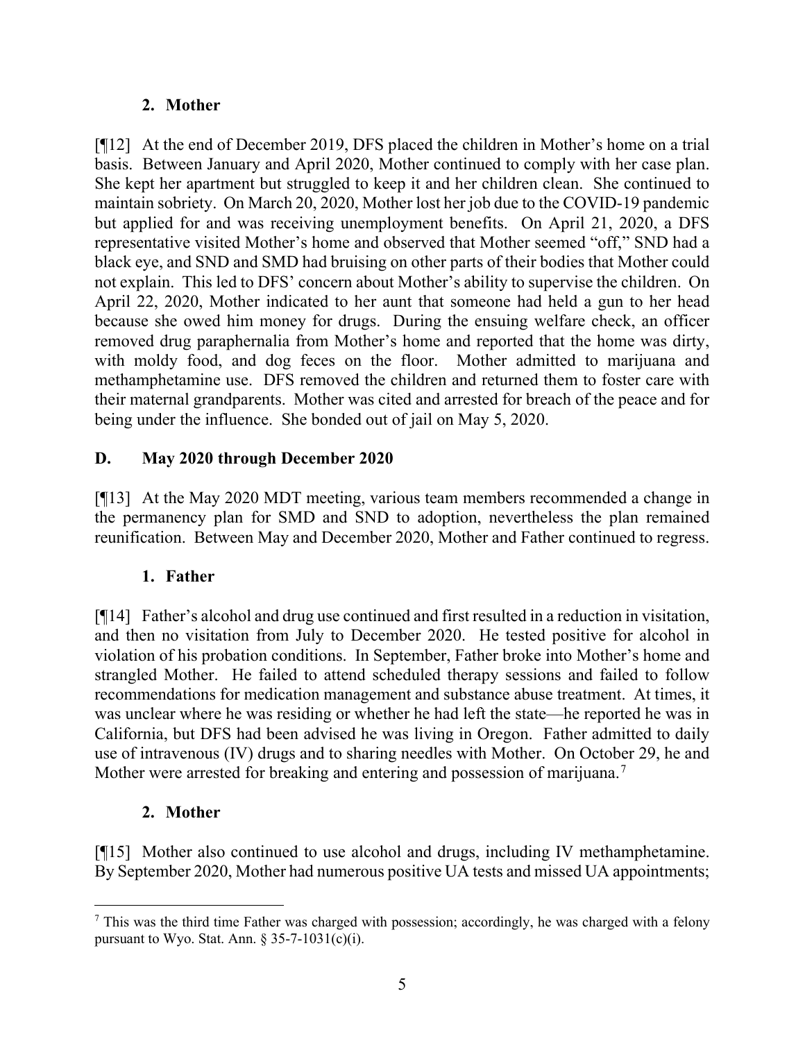### 2. Mother

[¶12] At the end of December 2019, DFS placed the children in Mother's home on a trial basis. Between January and April 2020, Mother continued to comply with her case plan. She kept her apartment but struggled to keep it and her children clean. She continued to maintain sobriety. On March 20, 2020, Mother lost her job due to the COVID-19 pandemic but applied for and was receiving unemployment benefits. On April 21, 2020, a DFS representative visited Mother's home and observed that Mother seemed "off," SND had a black eye, and SND and SMD had bruising on other parts of their bodies that Mother could not explain. This led to DFS' concern about Mother's ability to supervise the children. On April 22, 2020, Mother indicated to her aunt that someone had held a gun to her head because she owed him money for drugs. During the ensuing welfare check, an officer removed drug paraphernalia from Mother's home and reported that the home was dirty, with moldy food, and dog feces on the floor. Mother admitted to marijuana and methamphetamine use. DFS removed the children and returned them to foster care with their maternal grandparents. Mother was cited and arrested for breach of the peace and for being under the influence. She bonded out of jail on May 5, 2020.

## D. May 2020 through December 2020

[¶13] At the May 2020 MDT meeting, various team members recommended a change in the permanency plan for SMD and SND to adoption, nevertheless the plan remained reunification. Between May and December 2020, Mother and Father continued to regress.

### 1. Father

[¶14] Father's alcohol and drug use continued and first resulted in a reduction in visitation, and then no visitation from July to December 2020. He tested positive for alcohol in violation of his probation conditions. In September, Father broke into Mother's home and strangled Mother. He failed to attend scheduled therapy sessions and failed to follow recommendations for medication management and substance abuse treatment. At times, it was unclear where he was residing or whether he had left the state—he reported he was in California, but DFS had been advised he was living in Oregon. Father admitted to daily use of intravenous (IV) drugs and to sharing needles with Mother. On October 29, he and Mother were arrested for breaking and entering and possession of marijuana.[7]

### 2. Mother

[¶15] Mother also continued to use alcohol and drugs, including IV methamphetamine. By September 2020, Mother had numerous positive UA tests and missed UA appointments;

[7] This was the third time Father was charged with possession; accordingly, he was charged with a felony pursuant to Wyo. Stat. Ann. § 35-7-1031(c)(i).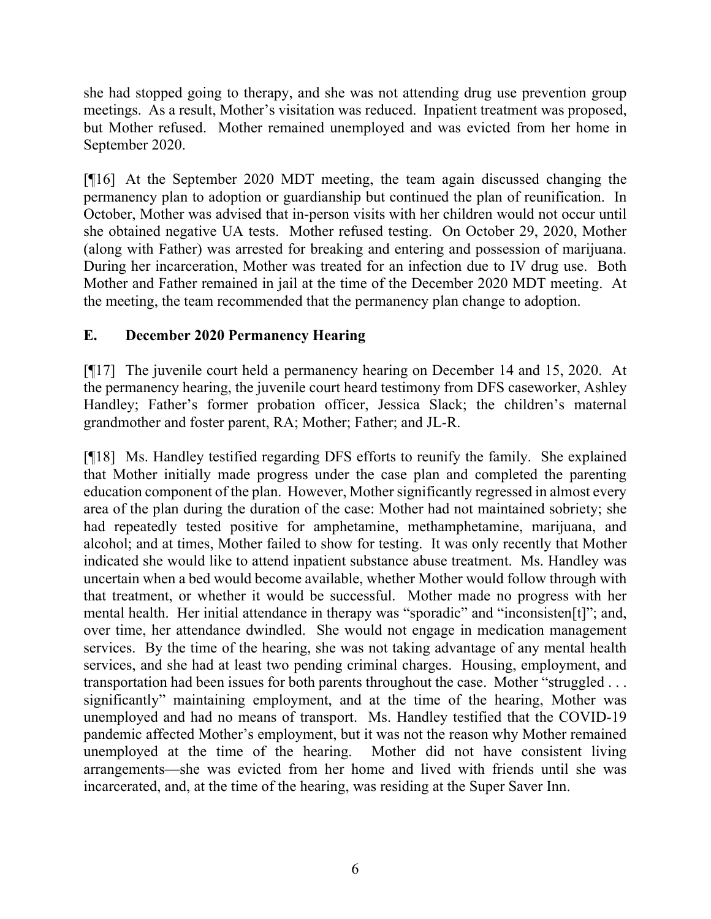she had stopped going to therapy, and she was not attending drug use prevention group meetings. As a result, Mother's visitation was reduced. Inpatient treatment was proposed, but Mother refused. Mother remained unemployed and was evicted from her home in September 2020.

[¶16] At the September 2020 MDT meeting, the team again discussed changing the permanency plan to adoption or guardianship but continued the plan of reunification. In October, Mother was advised that in-person visits with her children would not occur until she obtained negative UA tests. Mother refused testing. On October 29, 2020, Mother (along with Father) was arrested for breaking and entering and possession of marijuana. During her incarceration, Mother was treated for an infection due to IV drug use. Both Mother and Father remained in jail at the time of the December 2020 MDT meeting. At the meeting, the team recommended that the permanency plan change to adoption.

## E. December 2020 Permanency Hearing

[¶17] The juvenile court held a permanency hearing on December 14 and 15, 2020. At the permanency hearing, the juvenile court heard testimony from DFS caseworker, Ashley Handley; Father's former probation officer, Jessica Slack; the children's maternal grandmother and foster parent, RA; Mother; Father; and JL-R.

[¶18] Ms. Handley testified regarding DFS efforts to reunify the family. She explained that Mother initially made progress under the case plan and completed the parenting education component of the plan. However, Mother significantly regressed in almost every area of the plan during the duration of the case: Mother had not maintained sobriety; she had repeatedly tested positive for amphetamine, methamphetamine, marijuana, and alcohol; and at times, Mother failed to show for testing. It was only recently that Mother indicated she would like to attend inpatient substance abuse treatment. Ms. Handley was uncertain when a bed would become available, whether Mother would follow through with that treatment, or whether it would be successful. Mother made no progress with her mental health. Her initial attendance in therapy was "sporadic" and "inconsisten[t]"; and, over time, her attendance dwindled. She would not engage in medication management services. By the time of the hearing, she was not taking advantage of any mental health services, and she had at least two pending criminal charges. Housing, employment, and transportation had been issues for both parents throughout the case. Mother "struggled . . . significantly" maintaining employment, and at the time of the hearing, Mother was unemployed and had no means of transport. Ms. Handley testified that the COVID-19 pandemic affected Mother's employment, but it was not the reason why Mother remained unemployed at the time of the hearing. Mother did not have consistent living arrangements—she was evicted from her home and lived with friends until she was incarcerated, and, at the time of the hearing, was residing at the Super Saver Inn.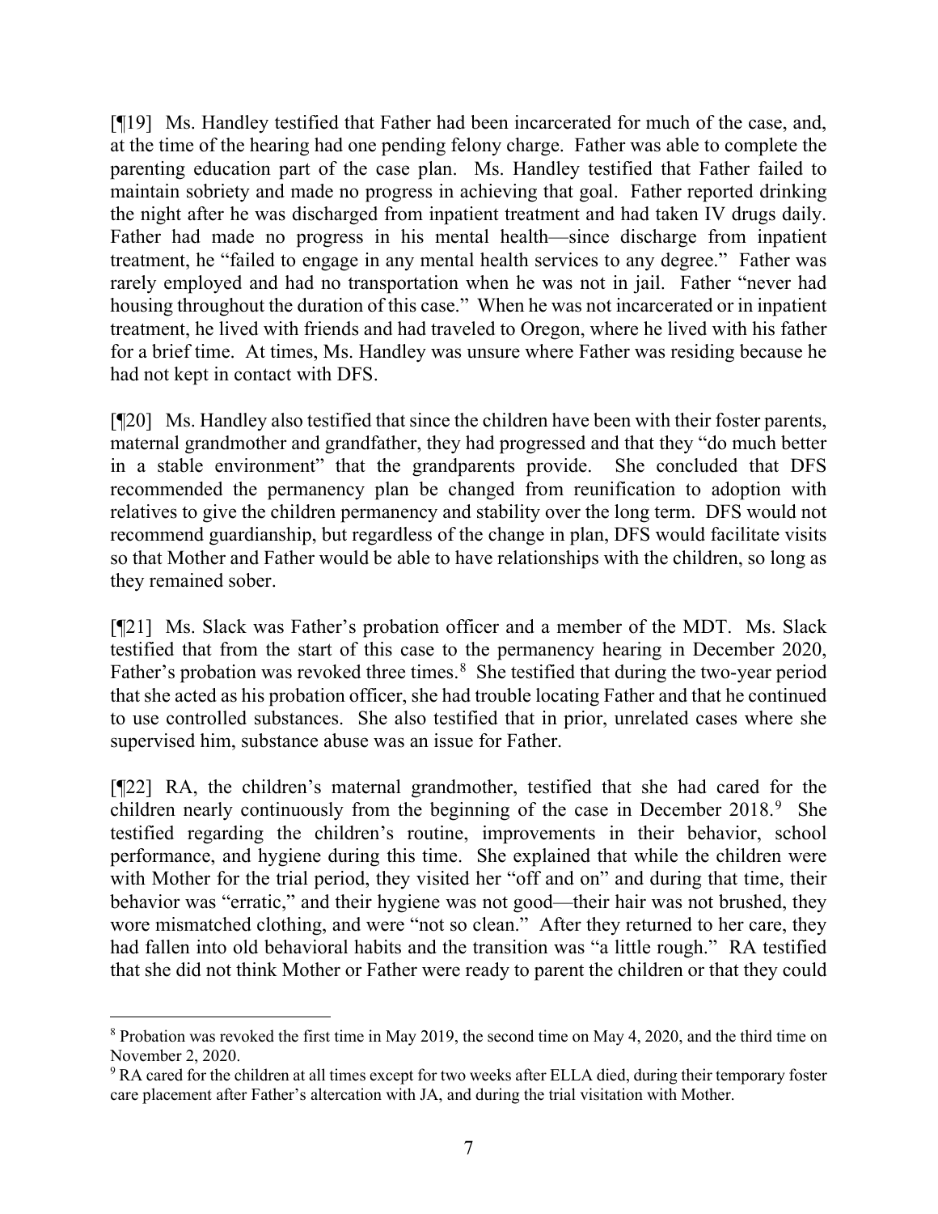[¶19] Ms. Handley testified that Father had been incarcerated for much of the case, and, at the time of the hearing had one pending felony charge. Father was able to complete the parenting education part of the case plan. Ms. Handley testified that Father failed to maintain sobriety and made no progress in achieving that goal. Father reported drinking the night after he was discharged from inpatient treatment and had taken IV drugs daily. Father had made no progress in his mental health—since discharge from inpatient treatment, he "failed to engage in any mental health services to any degree." Father was rarely employed and had no transportation when he was not in jail. Father "never had housing throughout the duration of this case." When he was not incarcerated or in inpatient treatment, he lived with friends and had traveled to Oregon, where he lived with his father for a brief time. At times, Ms. Handley was unsure where Father was residing because he had not kept in contact with DFS.

[¶20] Ms. Handley also testified that since the children have been with their foster parents, maternal grandmother and grandfather, they had progressed and that they "do much better in a stable environment" that the grandparents provide. She concluded that DFS recommended the permanency plan be changed from reunification to adoption with relatives to give the children permanency and stability over the long term. DFS would not recommend guardianship, but regardless of the change in plan, DFS would facilitate visits so that Mother and Father would be able to have relationships with the children, so long as they remained sober.

[¶21] Ms. Slack was Father's probation officer and a member of the MDT. Ms. Slack testified that from the start of this case to the permanency hearing in December 2020, Father's probation was revoked three times.[8] She testified that during the two-year period that she acted as his probation officer, she had trouble locating Father and that he continued to use controlled substances. She also testified that in prior, unrelated cases where she supervised him, substance abuse was an issue for Father.

[¶22] RA, the children's maternal grandmother, testified that she had cared for the children nearly continuously from the beginning of the case in December 2018.[9] She testified regarding the children's routine, improvements in their behavior, school performance, and hygiene during this time. She explained that while the children were with Mother for the trial period, they visited her "off and on" and during that time, their behavior was "erratic," and their hygiene was not good—their hair was not brushed, they wore mismatched clothing, and were "not so clean." After they returned to her care, they had fallen into old behavioral habits and the transition was "a little rough." RA testified that she did not think Mother or Father were ready to parent the children or that they could

---

[8] Probation was revoked the first time in May 2019, the second time on May 4, 2020, and the third time on November 2, 2020.

[9] RA cared for the children at all times except for two weeks after ELLA died, during their temporary foster care placement after Father's altercation with JA, and during the trial visitation with Mother.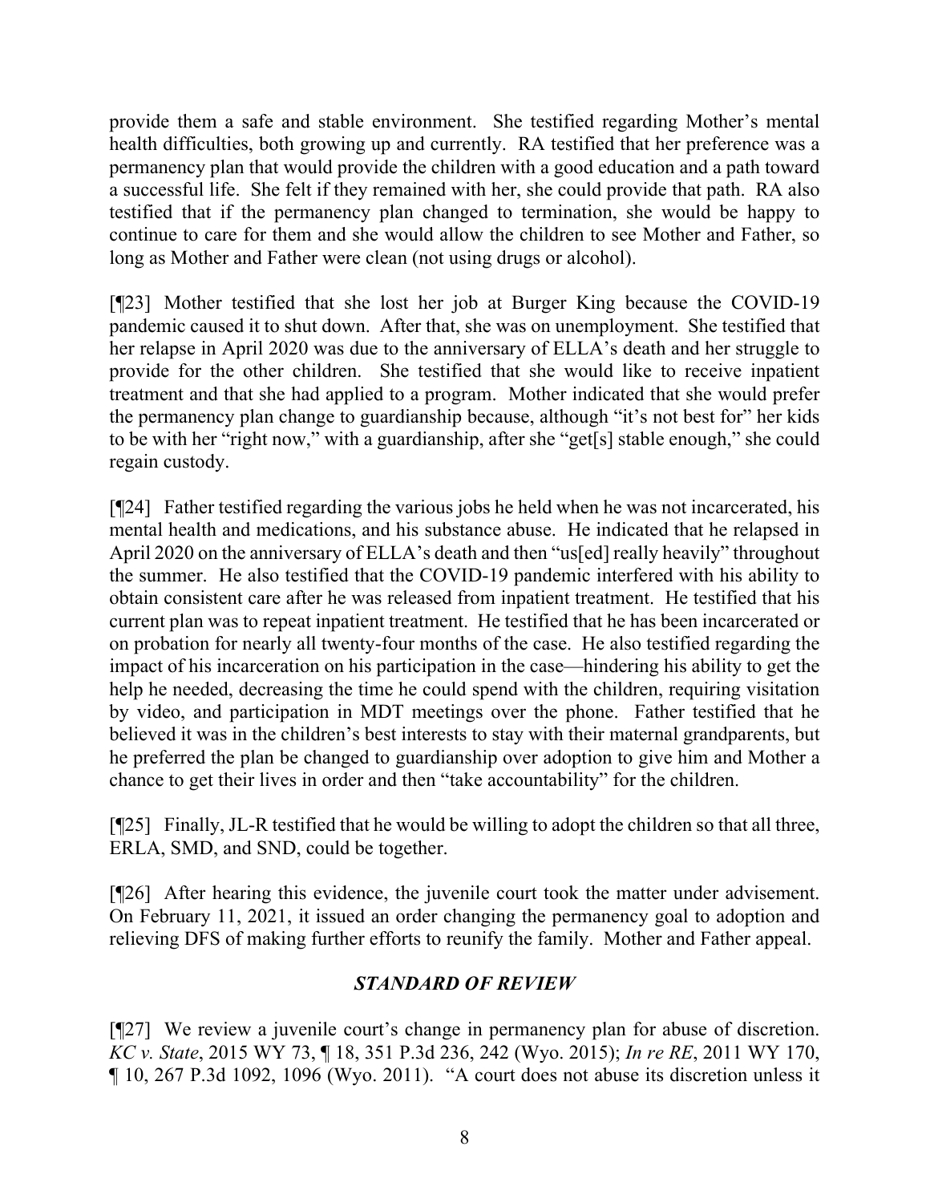provide them a safe and stable environment. She testified regarding Mother's mental health difficulties, both growing up and currently. RA testified that her preference was a permanency plan that would provide the children with a good education and a path toward a successful life. She felt if they remained with her, she could provide that path. RA also testified that if the permanency plan changed to termination, she would be happy to continue to care for them and she would allow the children to see Mother and Father, so long as Mother and Father were clean (not using drugs or alcohol).

[¶23] Mother testified that she lost her job at Burger King because the COVID-19 pandemic caused it to shut down. After that, she was on unemployment. She testified that her relapse in April 2020 was due to the anniversary of ELLA's death and her struggle to provide for the other children. She testified that she would like to receive inpatient treatment and that she had applied to a program. Mother indicated that she would prefer the permanency plan change to guardianship because, although "it's not best for" her kids to be with her "right now," with a guardianship, after she "get[s] stable enough," she could regain custody.

[¶24] Father testified regarding the various jobs he held when he was not incarcerated, his mental health and medications, and his substance abuse. He indicated that he relapsed in April 2020 on the anniversary of ELLA's death and then "us[ed] really heavily" throughout the summer. He also testified that the COVID-19 pandemic interfered with his ability to obtain consistent care after he was released from inpatient treatment. He testified that his current plan was to repeat inpatient treatment. He testified that he has been incarcerated or on probation for nearly all twenty-four months of the case. He also testified regarding the impact of his incarceration on his participation in the case—hindering his ability to get the help he needed, decreasing the time he could spend with the children, requiring visitation by video, and participation in MDT meetings over the phone. Father testified that he believed it was in the children's best interests to stay with their maternal grandparents, but he preferred the plan be changed to guardianship over adoption to give him and Mother a chance to get their lives in order and then "take accountability" for the children.

[¶25] Finally, JL-R testified that he would be willing to adopt the children so that all three, ERLA, SMD, and SND, could be together.

[¶26] After hearing this evidence, the juvenile court took the matter under advisement. On February 11, 2021, it issued an order changing the permanency goal to adoption and relieving DFS of making further efforts to reunify the family. Mother and Father appeal.

## *STANDARD OF REVIEW*

[¶27] We review a juvenile court's change in permanency plan for abuse of discretion. *KC v. State*, 2015 WY 73, ¶ 18, 351 P.3d 236, 242 (Wyo. 2015); *In re RE*, 2011 WY 170, ¶ 10, 267 P.3d 1092, 1096 (Wyo. 2011). "A court does not abuse its discretion unless it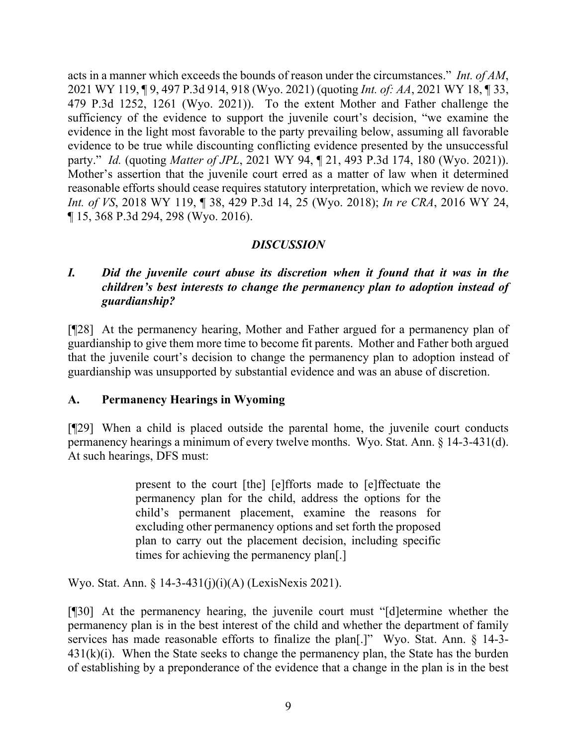acts in a manner which exceeds the bounds of reason under the circumstances." *Int. of AM*, 2021 WY 119, ¶ 9, 497 P.3d 914, 918 (Wyo. 2021) (quoting *Int. of: AA*, 2021 WY 18, ¶ 33, 479 P.3d 1252, 1261 (Wyo. 2021)). To the extent Mother and Father challenge the sufficiency of the evidence to support the juvenile court's decision, "we examine the evidence in the light most favorable to the party prevailing below, assuming all favorable evidence to be true while discounting conflicting evidence presented by the unsuccessful party." *Id.* (quoting *Matter of JPL*, 2021 WY 94, ¶ 21, 493 P.3d 174, 180 (Wyo. 2021)). Mother's assertion that the juvenile court erred as a matter of law when it determined reasonable efforts should cease requires statutory interpretation, which we review de novo. *Int. of VS*, 2018 WY 119, ¶ 38, 429 P.3d 14, 25 (Wyo. 2018); *In re CRA*, 2016 WY 24, ¶ 15, 368 P.3d 294, 298 (Wyo. 2016).

## *DISCUSSION*

### *I. Did the juvenile court abuse its discretion when it found that it was in the children's best interests to change the permanency plan to adoption instead of guardianship?*

[¶28] At the permanency hearing, Mother and Father argued for a permanency plan of guardianship to give them more time to become fit parents. Mother and Father both argued that the juvenile court's decision to change the permanency plan to adoption instead of guardianship was unsupported by substantial evidence and was an abuse of discretion.

### A. Permanency Hearings in Wyoming

[¶29] When a child is placed outside the parental home, the juvenile court conducts permanency hearings a minimum of every twelve months. Wyo. Stat. Ann. § 14-3-431(d). At such hearings, DFS must:

> present to the court [the] [e]fforts made to [e]ffectuate the permanency plan for the child, address the options for the child's permanent placement, examine the reasons for excluding other permanency options and set forth the proposed plan to carry out the placement decision, including specific times for achieving the permanency plan[.]

Wyo. Stat. Ann. § 14-3-431(j)(i)(A) (LexisNexis 2021).

[¶30] At the permanency hearing, the juvenile court must "[d]etermine whether the permanency plan is in the best interest of the child and whether the department of family services has made reasonable efforts to finalize the plan[.]" Wyo. Stat. Ann. § 14-3-431(k)(i). When the State seeks to change the permanency plan, the State has the burden of establishing by a preponderance of the evidence that a change in the plan is in the best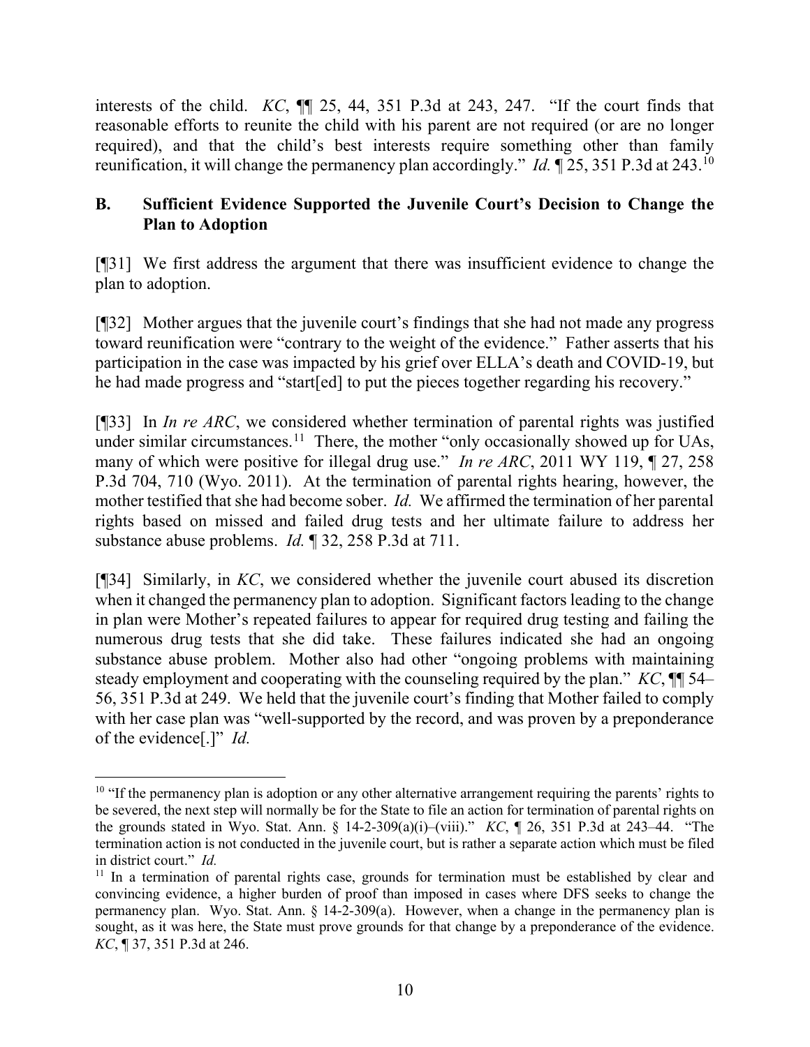interests of the child. *KC*, ¶¶ 25, 44, 351 P.3d at 243, 247. "If the court finds that reasonable efforts to reunite the child with his parent are not required (or are no longer required), and that the child's best interests require something other than family reunification, it will change the permanency plan accordingly." *Id.* ¶ 25, 351 P.3d at 243.[10]

## B. Sufficient Evidence Supported the Juvenile Court's Decision to Change the Plan to Adoption

[¶31] We first address the argument that there was insufficient evidence to change the plan to adoption.

[¶32] Mother argues that the juvenile court's findings that she had not made any progress toward reunification were "contrary to the weight of the evidence." Father asserts that his participation in the case was impacted by his grief over ELLA's death and COVID-19, but he had made progress and "start[ed] to put the pieces together regarding his recovery."

[¶33] In *In re ARC*, we considered whether termination of parental rights was justified under similar circumstances.[11] There, the mother "only occasionally showed up for UAs, many of which were positive for illegal drug use." *In re ARC*, 2011 WY 119, ¶ 27, 258 P.3d 704, 710 (Wyo. 2011). At the termination of parental rights hearing, however, the mother testified that she had become sober. *Id.* We affirmed the termination of her parental rights based on missed and failed drug tests and her ultimate failure to address her substance abuse problems. *Id.* ¶ 32, 258 P.3d at 711.

[¶34] Similarly, in *KC*, we considered whether the juvenile court abused its discretion when it changed the permanency plan to adoption. Significant factors leading to the change in plan were Mother's repeated failures to appear for required drug testing and failing the numerous drug tests that she did take. These failures indicated she had an ongoing substance abuse problem. Mother also had other "ongoing problems with maintaining steady employment and cooperating with the counseling required by the plan." *KC*, ¶¶ 54–56, 351 P.3d at 249. We held that the juvenile court's finding that Mother failed to comply with her case plan was "well-supported by the record, and was proven by a preponderance of the evidence[.]" *Id.*

---

[10] "If the permanency plan is adoption or any other alternative arrangement requiring the parents' rights to be severed, the next step will normally be for the State to file an action for termination of parental rights on the grounds stated in Wyo. Stat. Ann. § 14-2-309(a)(i)–(viii)." *KC*, ¶ 26, 351 P.3d at 243–44. "The termination action is not conducted in the juvenile court, but is rather a separate action which must be filed in district court." *Id.*

[11] In a termination of parental rights case, grounds for termination must be established by clear and convincing evidence, a higher burden of proof than imposed in cases where DFS seeks to change the permanency plan. Wyo. Stat. Ann. § 14-2-309(a). However, when a change in the permanency plan is sought, as it was here, the State must prove grounds for that change by a preponderance of the evidence. *KC*, ¶ 37, 351 P.3d at 246.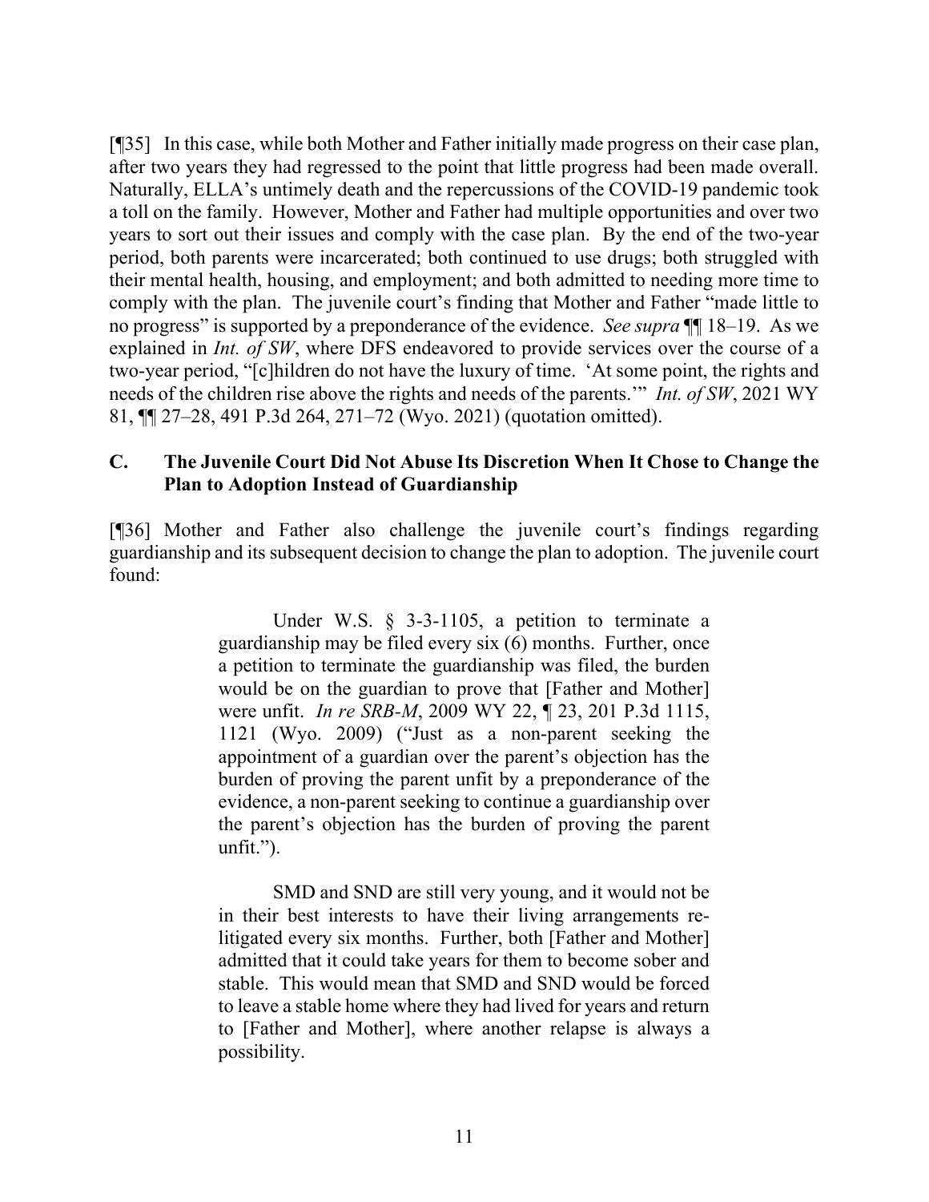[¶35] In this case, while both Mother and Father initially made progress on their case plan, after two years they had regressed to the point that little progress had been made overall. Naturally, ELLA's untimely death and the repercussions of the COVID-19 pandemic took a toll on the family. However, Mother and Father had multiple opportunities and over two years to sort out their issues and comply with the case plan. By the end of the two-year period, both parents were incarcerated; both continued to use drugs; both struggled with their mental health, housing, and employment; and both admitted to needing more time to comply with the plan. The juvenile court's finding that Mother and Father "made little to no progress" is supported by a preponderance of the evidence. *See supra* ¶¶ 18–19. As we explained in *Int. of SW*, where DFS endeavored to provide services over the course of a two-year period, "[c]hildren do not have the luxury of time. 'At some point, the rights and needs of the children rise above the rights and needs of the parents.'" *Int. of SW*, 2021 WY 81, ¶¶ 27–28, 491 P.3d 264, 271–72 (Wyo. 2021) (quotation omitted).

### C. The Juvenile Court Did Not Abuse Its Discretion When It Chose to Change the Plan to Adoption Instead of Guardianship

[¶36] Mother and Father also challenge the juvenile court's findings regarding guardianship and its subsequent decision to change the plan to adoption. The juvenile court found:

> Under W.S. § 3-3-1105, a petition to terminate a guardianship may be filed every six (6) months. Further, once a petition to terminate the guardianship was filed, the burden would be on the guardian to prove that [Father and Mother] were unfit. *In re SRB-M*, 2009 WY 22, ¶ 23, 201 P.3d 1115, 1121 (Wyo. 2009) ("Just as a non-parent seeking the appointment of a guardian over the parent's objection has the burden of proving the parent unfit by a preponderance of the evidence, a non-parent seeking to continue a guardianship over the parent's objection has the burden of proving the parent unfit.").
>
> SMD and SND are still very young, and it would not be in their best interests to have their living arrangements re-litigated every six months. Further, both [Father and Mother] admitted that it could take years for them to become sober and stable. This would mean that SMD and SND would be forced to leave a stable home where they had lived for years and return to [Father and Mother], where another relapse is always a possibility.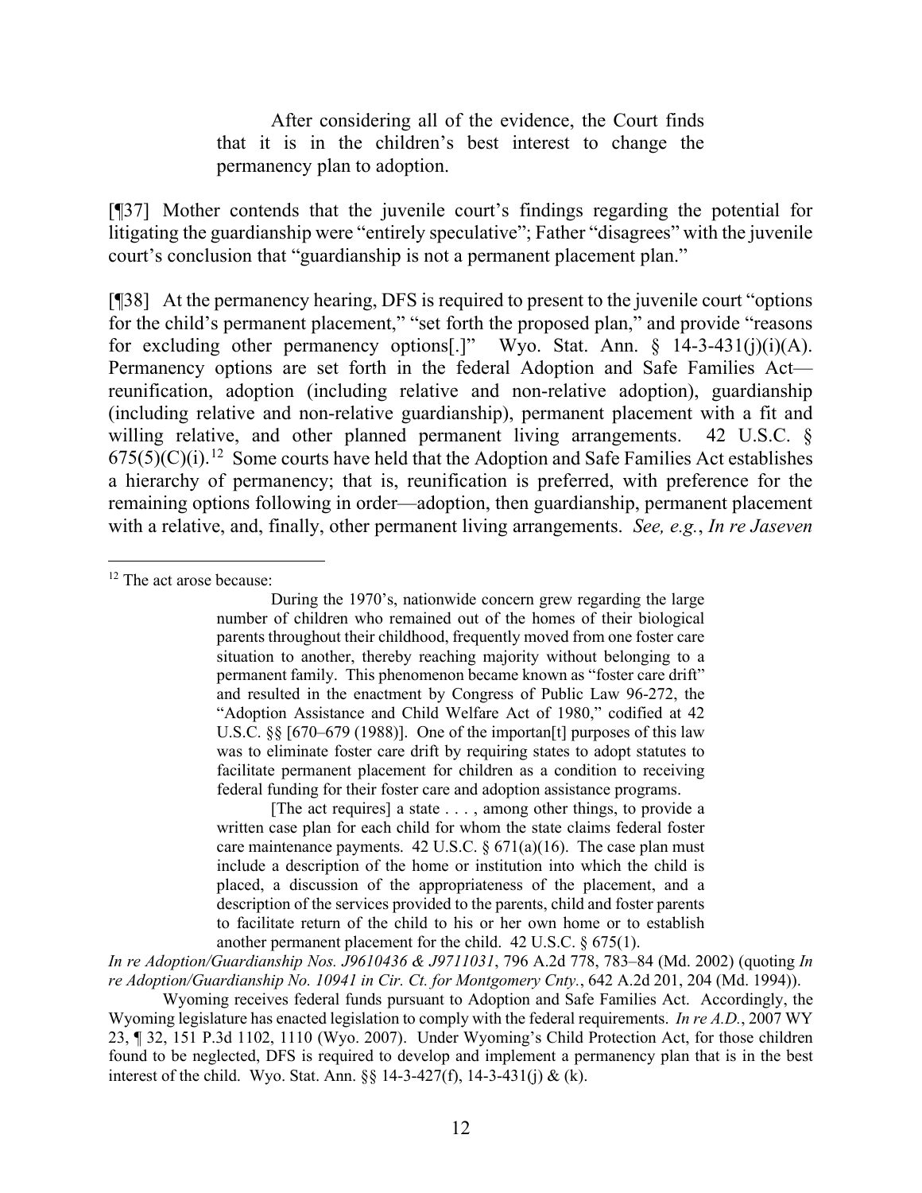> After considering all of the evidence, the Court finds that it is in the children's best interest to change the permanency plan to adoption.

[¶37] Mother contends that the juvenile court's findings regarding the potential for litigating the guardianship were "entirely speculative"; Father "disagrees" with the juvenile court's conclusion that "guardianship is not a permanent placement plan."

[¶38] At the permanency hearing, DFS is required to present to the juvenile court "options for the child's permanent placement," "set forth the proposed plan," and provide "reasons for excluding other permanency options[.]" Wyo. Stat. Ann. § 14-3-431(j)(i)(A). Permanency options are set forth in the federal Adoption and Safe Families Act—reunification, adoption (including relative and non-relative adoption), guardianship (including relative and non-relative guardianship), permanent placement with a fit and willing relative, and other planned permanent living arrangements. 42 U.S.C. § 675(5)(C)(i).[12] Some courts have held that the Adoption and Safe Families Act establishes a hierarchy of permanency; that is, reunification is preferred, with preference for the remaining options following in order—adoption, then guardianship, permanent placement with a relative, and, finally, other permanent living arrangements. *See, e.g.*, *In re Jaseven*

---

[12] The act arose because:

> During the 1970's, nationwide concern grew regarding the large number of children who remained out of the homes of their biological parents throughout their childhood, frequently moved from one foster care situation to another, thereby reaching majority without belonging to a permanent family. This phenomenon became known as "foster care drift" and resulted in the enactment by Congress of Public Law 96-272, the "Adoption Assistance and Child Welfare Act of 1980," codified at 42 U.S.C. §§ [670–679 (1988)]. One of the importan[t] purposes of this law was to eliminate foster care drift by requiring states to adopt statutes to facilitate permanent placement for children as a condition to receiving federal funding for their foster care and adoption assistance programs.
>
> [The act requires] a state . . . , among other things, to provide a written case plan for each child for whom the state claims federal foster care maintenance payments. 42 U.S.C. § 671(a)(16). The case plan must include a description of the home or institution into which the child is placed, a discussion of the appropriateness of the placement, and a description of the services provided to the parents, child and foster parents to facilitate return of the child to his or her own home or to establish another permanent placement for the child. 42 U.S.C. § 675(1).

*In re Adoption/Guardianship Nos. J9610436 & J9711031*, 796 A.2d 778, 783–84 (Md. 2002) (quoting *In re Adoption/Guardianship No. 10941 in Cir. Ct. for Montgomery Cnty.*, 642 A.2d 201, 204 (Md. 1994)).

Wyoming receives federal funds pursuant to Adoption and Safe Families Act. Accordingly, the Wyoming legislature has enacted legislation to comply with the federal requirements. *In re A.D.*, 2007 WY 23, ¶ 32, 151 P.3d 1102, 1110 (Wyo. 2007). Under Wyoming's Child Protection Act, for those children found to be neglected, DFS is required to develop and implement a permanency plan that is in the best interest of the child. Wyo. Stat. Ann. §§ 14-3-427(f), 14-3-431(j) & (k).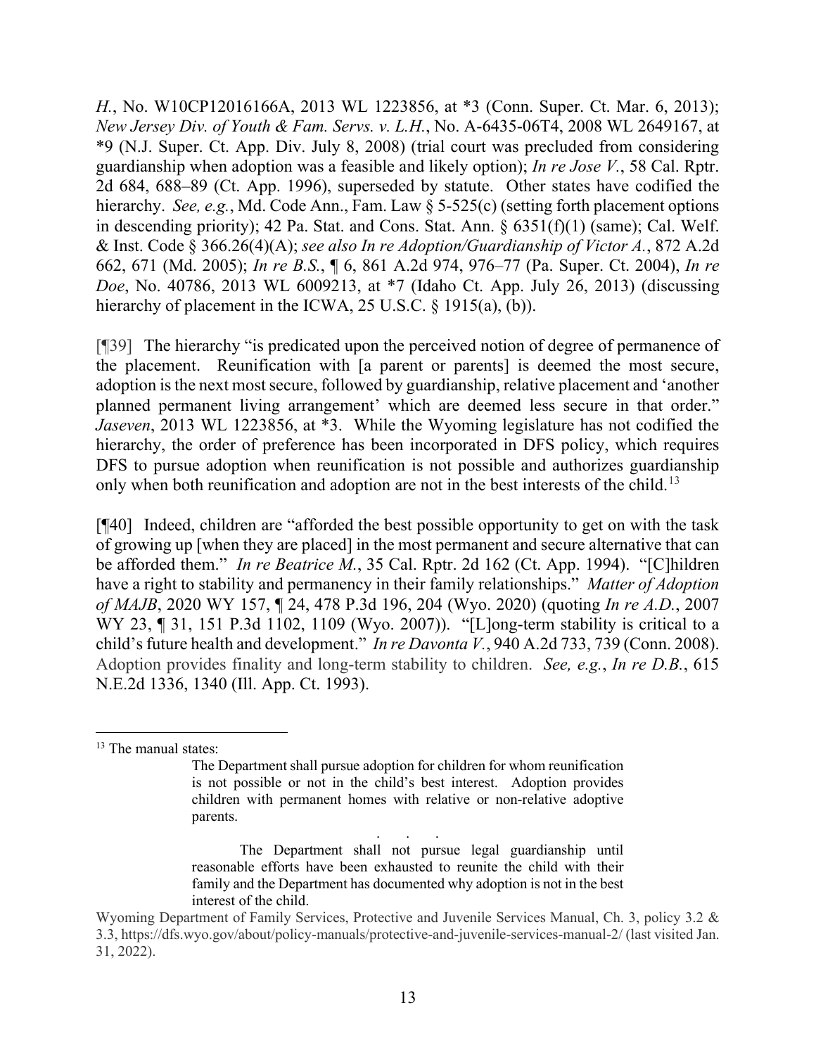*H.*, No. W10CP12016166A, 2013 WL 1223856, at *3 (Conn. Super. Ct. Mar. 6, 2013); *New Jersey Div. of Youth & Fam. Servs. v. L.H.*, No. A-6435-06T4, 2008 WL 2649167, at *9 (N.J. Super. Ct. App. Div. July 8, 2008) (trial court was precluded from considering guardianship when adoption was a feasible and likely option); *In re Jose V.*, 58 Cal. Rptr. 2d 684, 688–89 (Ct. App. 1996), superseded by statute. Other states have codified the hierarchy. *See, e.g.*, Md. Code Ann., Fam. Law § 5-525(c) (setting forth placement options in descending priority); 42 Pa. Stat. and Cons. Stat. Ann. § 6351(f)(1) (same); Cal. Welf. & Inst. Code § 366.26(4)(A); *see also In re Adoption/Guardianship of Victor A.*, 872 A.2d 662, 671 (Md. 2005); *In re B.S.*, ¶ 6, 861 A.2d 974, 976–77 (Pa. Super. Ct. 2004), *In re Doe*, No. 40786, 2013 WL 6009213, at *7 (Idaho Ct. App. July 26, 2013) (discussing hierarchy of placement in the ICWA, 25 U.S.C. § 1915(a), (b)).

[¶39] The hierarchy "is predicated upon the perceived notion of degree of permanence of the placement. Reunification with [a parent or parents] is deemed the most secure, adoption is the next most secure, followed by guardianship, relative placement and 'another planned permanent living arrangement' which are deemed less secure in that order." *Jaseven*, 2013 WL 1223856, at *3. While the Wyoming legislature has not codified the hierarchy, the order of preference has been incorporated in DFS policy, which requires DFS to pursue adoption when reunification is not possible and authorizes guardianship only when both reunification and adoption are not in the best interests of the child.[13]

[¶40] Indeed, children are "afforded the best possible opportunity to get on with the task of growing up [when they are placed] in the most permanent and secure alternative that can be afforded them." *In re Beatrice M.*, 35 Cal. Rptr. 2d 162 (Ct. App. 1994). "[C]hildren have a right to stability and permanency in their family relationships." *Matter of Adoption of MAJB*, 2020 WY 157, ¶ 24, 478 P.3d 196, 204 (Wyo. 2020) (quoting *In re A.D.*, 2007 WY 23, ¶ 31, 151 P.3d 1102, 1109 (Wyo. 2007)). "[L]ong-term stability is critical to a child's future health and development." *In re Davonta V.*, 940 A.2d 733, 739 (Conn. 2008). Adoption provides finality and long-term stability to children. *See, e.g.*, *In re D.B.*, 615 N.E.2d 1336, 1340 (Ill. App. Ct. 1993).

---

[13] The manual states:

> The Department shall pursue adoption for children for whom reunification is not possible or not in the child's best interest. Adoption provides children with permanent homes with relative or non-relative adoptive parents.
>
> . . .
>
> The Department shall not pursue legal guardianship until reasonable efforts have been exhausted to reunite the child with their family and the Department has documented why adoption is not in the best interest of the child.

Wyoming Department of Family Services, Protective and Juvenile Services Manual, Ch. 3, policy 3.2 & 3.3, https://dfs.wyo.gov/about/policy-manuals/protective-and-juvenile-services-manual-2/ (last visited Jan. 31, 2022).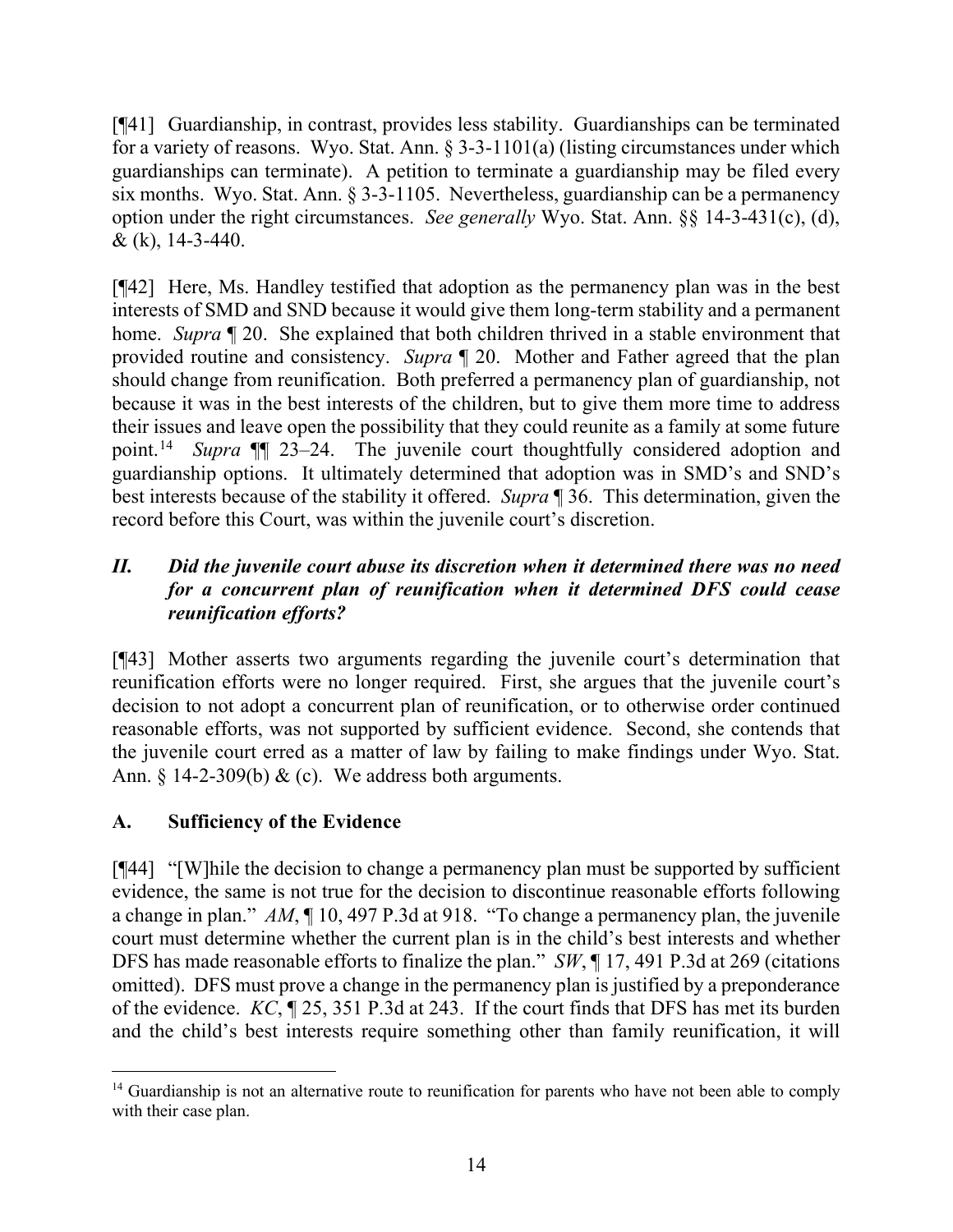[¶41] Guardianship, in contrast, provides less stability. Guardianships can be terminated for a variety of reasons. Wyo. Stat. Ann. § 3-3-1101(a) (listing circumstances under which guardianships can terminate). A petition to terminate a guardianship may be filed every six months. Wyo. Stat. Ann. § 3-3-1105. Nevertheless, guardianship can be a permanency option under the right circumstances. *See generally* Wyo. Stat. Ann. §§ 14-3-431(c), (d), & (k), 14-3-440.

[¶42] Here, Ms. Handley testified that adoption as the permanency plan was in the best interests of SMD and SND because it would give them long-term stability and a permanent home. *Supra* ¶ 20. She explained that both children thrived in a stable environment that provided routine and consistency. *Supra* ¶ 20. Mother and Father agreed that the plan should change from reunification. Both preferred a permanency plan of guardianship, not because it was in the best interests of the children, but to give them more time to address their issues and leave open the possibility that they could reunite as a family at some future point.[14] *Supra* ¶¶ 23–24. The juvenile court thoughtfully considered adoption and guardianship options. It ultimately determined that adoption was in SMD's and SND's best interests because of the stability it offered. *Supra* ¶ 36. This determination, given the record before this Court, was within the juvenile court's discretion.

## *II. Did the juvenile court abuse its discretion when it determined there was no need for a concurrent plan of reunification when it determined DFS could cease reunification efforts?*

[¶43] Mother asserts two arguments regarding the juvenile court's determination that reunification efforts were no longer required. First, she argues that the juvenile court's decision to not adopt a concurrent plan of reunification, or to otherwise order continued reasonable efforts, was not supported by sufficient evidence. Second, she contends that the juvenile court erred as a matter of law by failing to make findings under Wyo. Stat. Ann. § 14-2-309(b) & (c). We address both arguments.

### A. Sufficiency of the Evidence

[¶44] "[W]hile the decision to change a permanency plan must be supported by sufficient evidence, the same is not true for the decision to discontinue reasonable efforts following a change in plan." *AM*, ¶ 10, 497 P.3d at 918. "To change a permanency plan, the juvenile court must determine whether the current plan is in the child's best interests and whether DFS has made reasonable efforts to finalize the plan." *SW*, ¶ 17, 491 P.3d at 269 (citations omitted). DFS must prove a change in the permanency plan is justified by a preponderance of the evidence. *KC*, ¶ 25, 351 P.3d at 243. If the court finds that DFS has met its burden and the child's best interests require something other than family reunification, it will

[14] Guardianship is not an alternative route to reunification for parents who have not been able to comply with their case plan.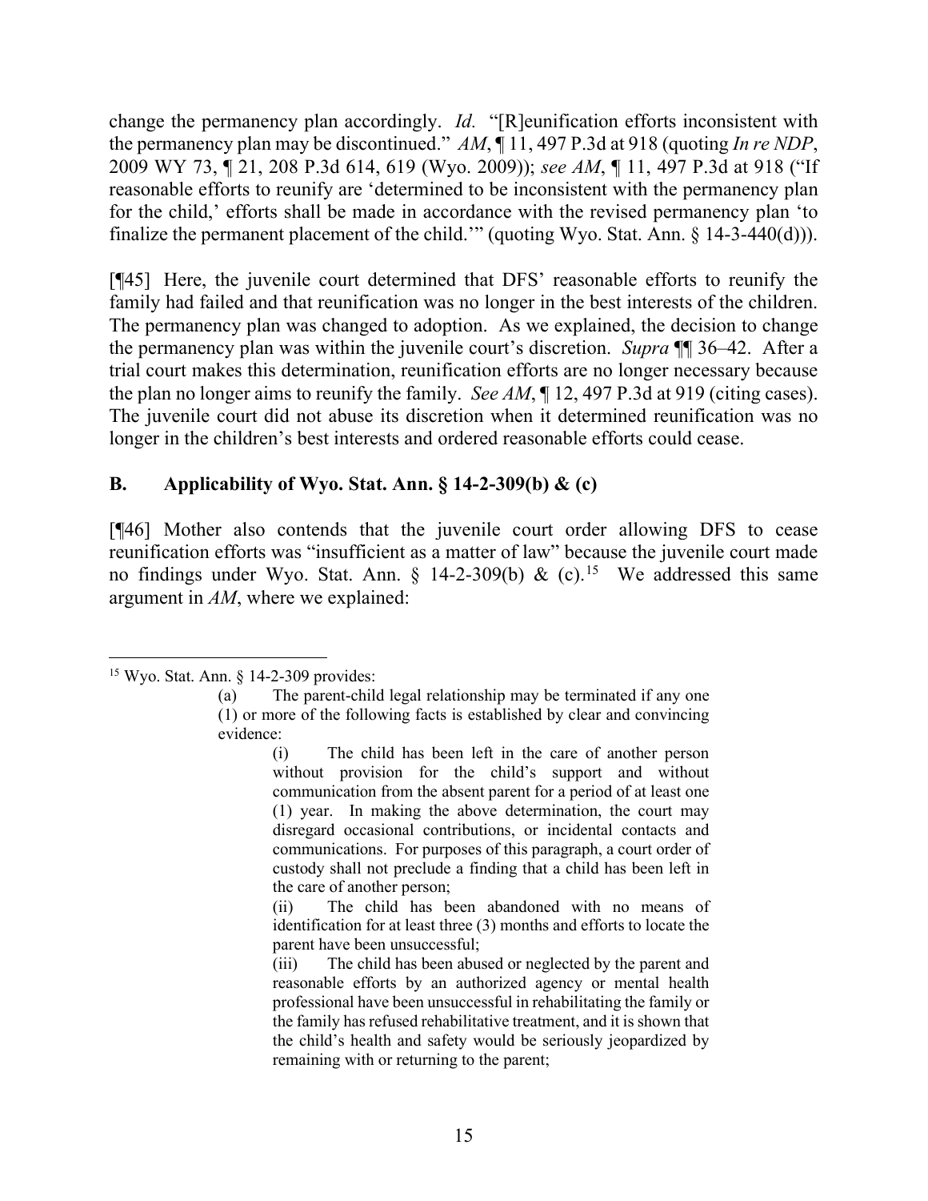change the permanency plan accordingly. *Id.* "[R]eunification efforts inconsistent with the permanency plan may be discontinued." *AM*, ¶ 11, 497 P.3d at 918 (quoting *In re NDP*, 2009 WY 73, ¶ 21, 208 P.3d 614, 619 (Wyo. 2009)); *see AM*, ¶ 11, 497 P.3d at 918 ("If reasonable efforts to reunify are 'determined to be inconsistent with the permanency plan for the child,' efforts shall be made in accordance with the revised permanency plan 'to finalize the permanent placement of the child.'" (quoting Wyo. Stat. Ann. § 14-3-440(d))).

[¶45] Here, the juvenile court determined that DFS' reasonable efforts to reunify the family had failed and that reunification was no longer in the best interests of the children. The permanency plan was changed to adoption. As we explained, the decision to change the permanency plan was within the juvenile court's discretion. *Supra* ¶¶ 36–42. After a trial court makes this determination, reunification efforts are no longer necessary because the plan no longer aims to reunify the family. *See AM*, ¶ 12, 497 P.3d at 919 (citing cases). The juvenile court did not abuse its discretion when it determined reunification was no longer in the children's best interests and ordered reasonable efforts could cease.

## B. Applicability of Wyo. Stat. Ann. § 14-2-309(b) & (c)

[¶46] Mother also contends that the juvenile court order allowing DFS to cease reunification efforts was "insufficient as a matter of law" because the juvenile court made no findings under Wyo. Stat. Ann. § 14-2-309(b) & (c).[15] We addressed this same argument in *AM*, where we explained:

---

[15] Wyo. Stat. Ann. § 14-2-309 provides:

> (a) The parent-child legal relationship may be terminated if any one (1) or more of the following facts is established by clear and convincing evidence:
>
> > (i) The child has been left in the care of another person without provision for the child's support and without communication from the absent parent for a period of at least one (1) year. In making the above determination, the court may disregard occasional contributions, or incidental contacts and communications. For purposes of this paragraph, a court order of custody shall not preclude a finding that a child has been left in the care of another person;
> >
> > (ii) The child has been abandoned with no means of identification for at least three (3) months and efforts to locate the parent have been unsuccessful;
> >
> > (iii) The child has been abused or neglected by the parent and reasonable efforts by an authorized agency or mental health professional have been unsuccessful in rehabilitating the family or the family has refused rehabilitative treatment, and it is shown that the child's health and safety would be seriously jeopardized by remaining with or returning to the parent;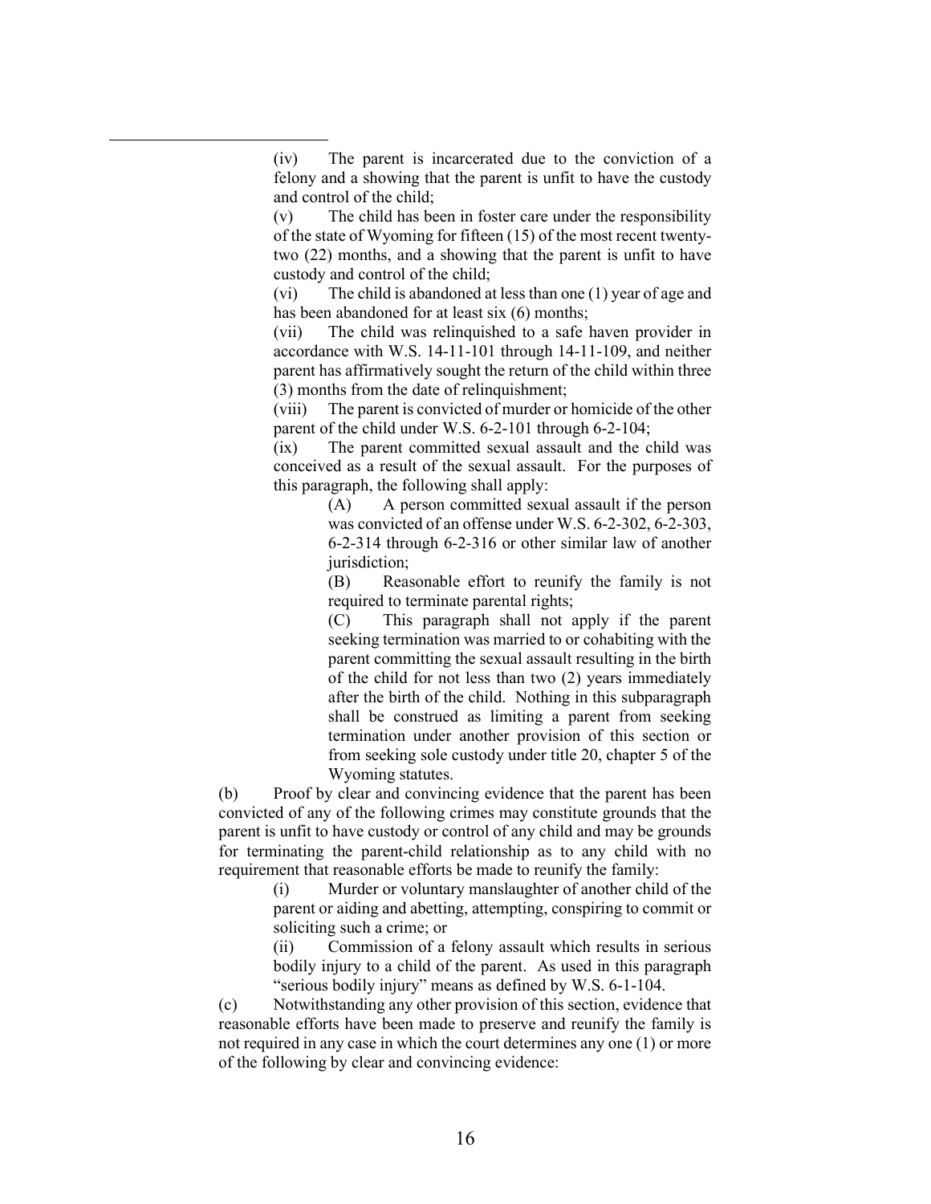(iv) The parent is incarcerated due to the conviction of a felony and a showing that the parent is unfit to have the custody and control of the child;

(v) The child has been in foster care under the responsibility of the state of Wyoming for fifteen (15) of the most recent twenty-two (22) months, and a showing that the parent is unfit to have custody and control of the child;

(vi) The child is abandoned at less than one (1) year of age and has been abandoned for at least six (6) months;

(vii) The child was relinquished to a safe haven provider in accordance with W.S. 14-11-101 through 14-11-109, and neither parent has affirmatively sought the return of the child within three (3) months from the date of relinquishment;

(viii) The parent is convicted of murder or homicide of the other parent of the child under W.S. 6-2-101 through 6-2-104;

(ix) The parent committed sexual assault and the child was conceived as a result of the sexual assault. For the purposes of this paragraph, the following shall apply:

> (A) A person committed sexual assault if the person was convicted of an offense under W.S. 6-2-302, 6-2-303, 6-2-314 through 6-2-316 or other similar law of another jurisdiction;
>
> (B) Reasonable effort to reunify the family is not required to terminate parental rights;
>
> (C) This paragraph shall not apply if the parent seeking termination was married to or cohabiting with the parent committing the sexual assault resulting in the birth of the child for not less than two (2) years immediately after the birth of the child. Nothing in this subparagraph shall be construed as limiting a parent from seeking termination under another provision of this section or from seeking sole custody under title 20, chapter 5 of the Wyoming statutes.

(b) Proof by clear and convincing evidence that the parent has been convicted of any of the following crimes may constitute grounds that the parent is unfit to have custody or control of any child and may be grounds for terminating the parent-child relationship as to any child with no requirement that reasonable efforts be made to reunify the family:

(i) Murder or voluntary manslaughter of another child of the parent or aiding and abetting, attempting, conspiring to commit or soliciting such a crime; or

(ii) Commission of a felony assault which results in serious bodily injury to a child of the parent. As used in this paragraph "serious bodily injury" means as defined by W.S. 6-1-104.

(c) Notwithstanding any other provision of this section, evidence that reasonable efforts have been made to preserve and reunify the family is not required in any case in which the court determines any one (1) or more of the following by clear and convincing evidence: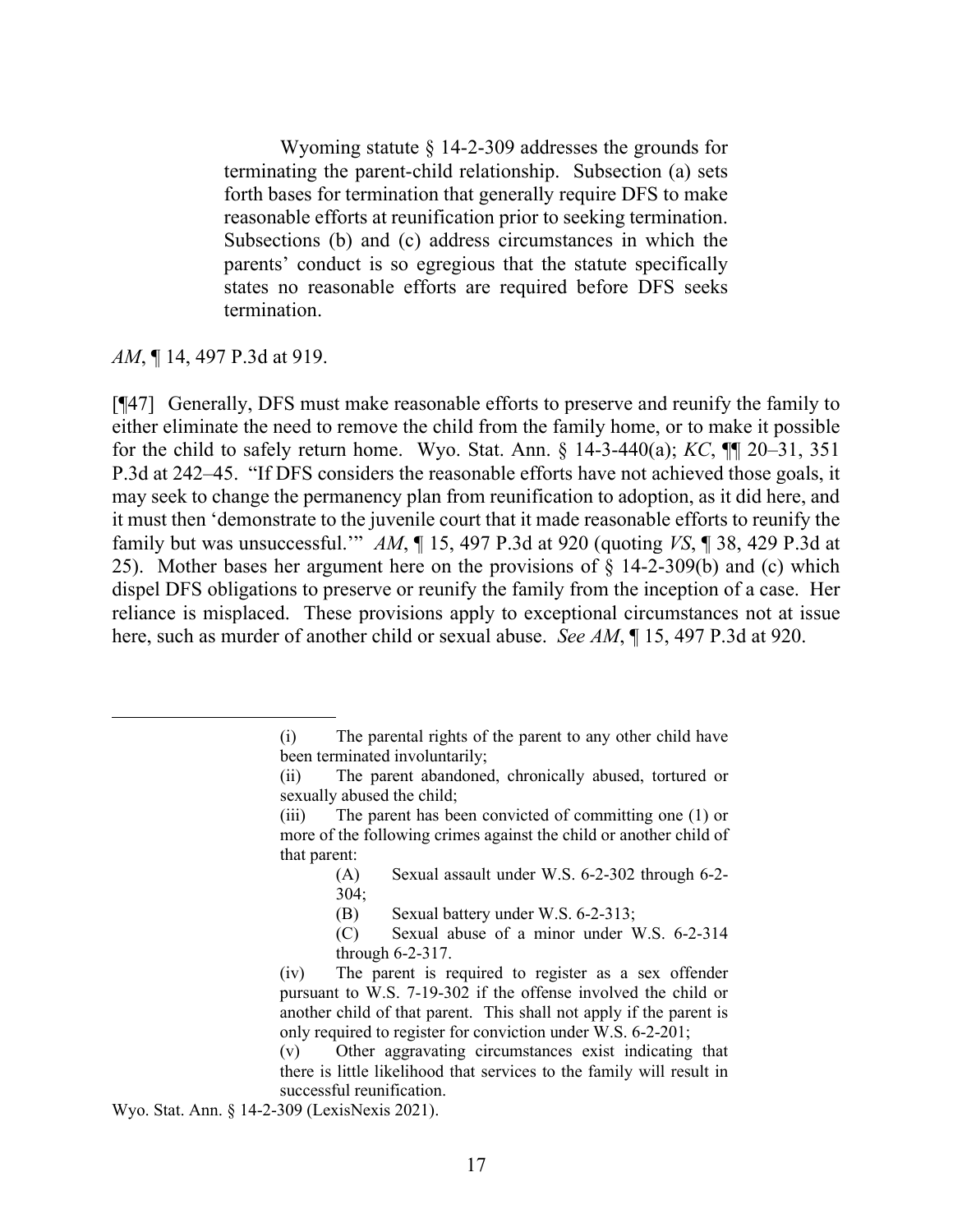> Wyoming statute § 14-2-309 addresses the grounds for terminating the parent-child relationship. Subsection (a) sets forth bases for termination that generally require DFS to make reasonable efforts at reunification prior to seeking termination. Subsections (b) and (c) address circumstances in which the parents' conduct is so egregious that the statute specifically states no reasonable efforts are required before DFS seeks termination.

*AM*, ¶ 14, 497 P.3d at 919.

[¶47] Generally, DFS must make reasonable efforts to preserve and reunify the family to either eliminate the need to remove the child from the family home, or to make it possible for the child to safely return home. Wyo. Stat. Ann. § 14-3-440(a); *KC*, ¶¶ 20–31, 351 P.3d at 242–45. "If DFS considers the reasonable efforts have not achieved those goals, it may seek to change the permanency plan from reunification to adoption, as it did here, and it must then 'demonstrate to the juvenile court that it made reasonable efforts to reunify the family but was unsuccessful.'" *AM*, ¶ 15, 497 P.3d at 920 (quoting *VS*, ¶ 38, 429 P.3d at 25). Mother bases her argument here on the provisions of § 14-2-309(b) and (c) which dispel DFS obligations to preserve or reunify the family from the inception of a case. Her reliance is misplaced. These provisions apply to exceptional circumstances not at issue here, such as murder of another child or sexual abuse. *See AM*, ¶ 15, 497 P.3d at 920.

---

> (i) The parental rights of the parent to any other child have been terminated involuntarily;
>
> (ii) The parent abandoned, chronically abused, tortured or sexually abused the child;
>
> (iii) The parent has been convicted of committing one (1) or more of the following crimes against the child or another child of that parent:
>
> > (A) Sexual assault under W.S. 6-2-302 through 6-2-304;
> >
> > (B) Sexual battery under W.S. 6-2-313;
> >
> > (C) Sexual abuse of a minor under W.S. 6-2-314 through 6-2-317.
>
> (iv) The parent is required to register as a sex offender pursuant to W.S. 7-19-302 if the offense involved the child or another child of that parent. This shall not apply if the parent is only required to register for conviction under W.S. 6-2-201;
>
> (v) Other aggravating circumstances exist indicating that there is little likelihood that services to the family will result in successful reunification.

Wyo. Stat. Ann. § 14-2-309 (LexisNexis 2021).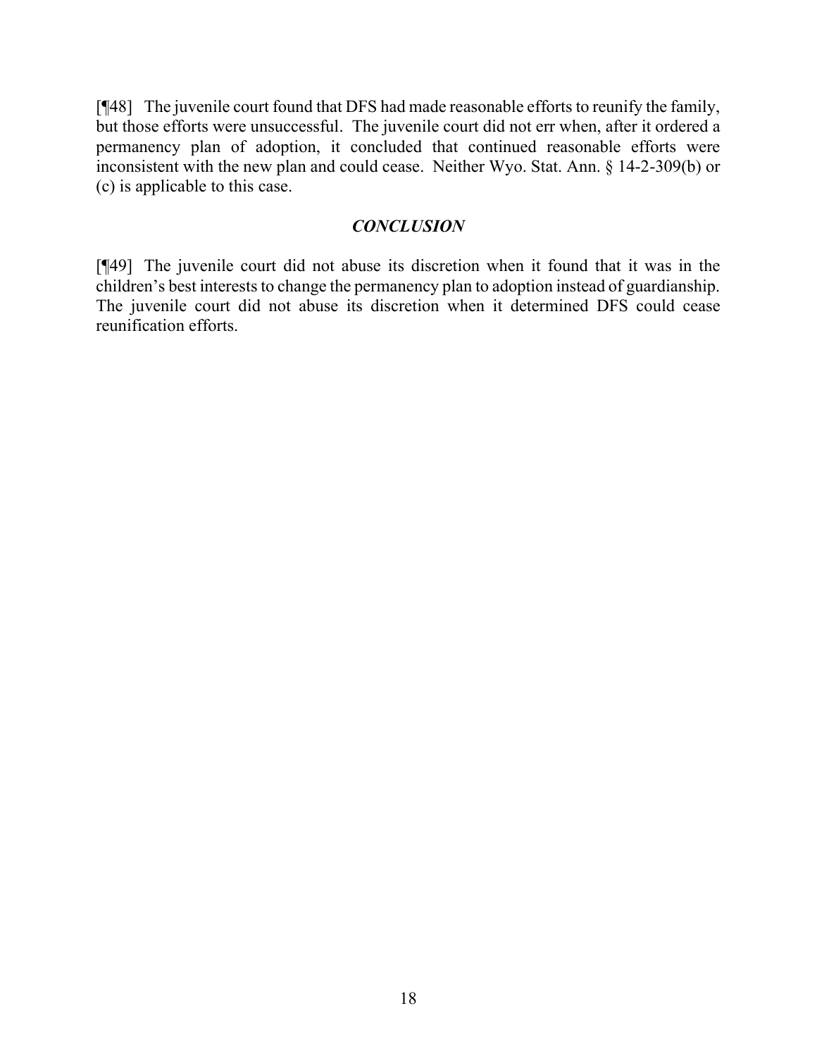[¶48] The juvenile court found that DFS had made reasonable efforts to reunify the family, but those efforts were unsuccessful. The juvenile court did not err when, after it ordered a permanency plan of adoption, it concluded that continued reasonable efforts were inconsistent with the new plan and could cease. Neither Wyo. Stat. Ann. § 14-2-309(b) or (c) is applicable to this case.

## ***CONCLUSION***

[¶49] The juvenile court did not abuse its discretion when it found that it was in the children's best interests to change the permanency plan to adoption instead of guardianship. The juvenile court did not abuse its discretion when it determined DFS could cease reunification efforts.